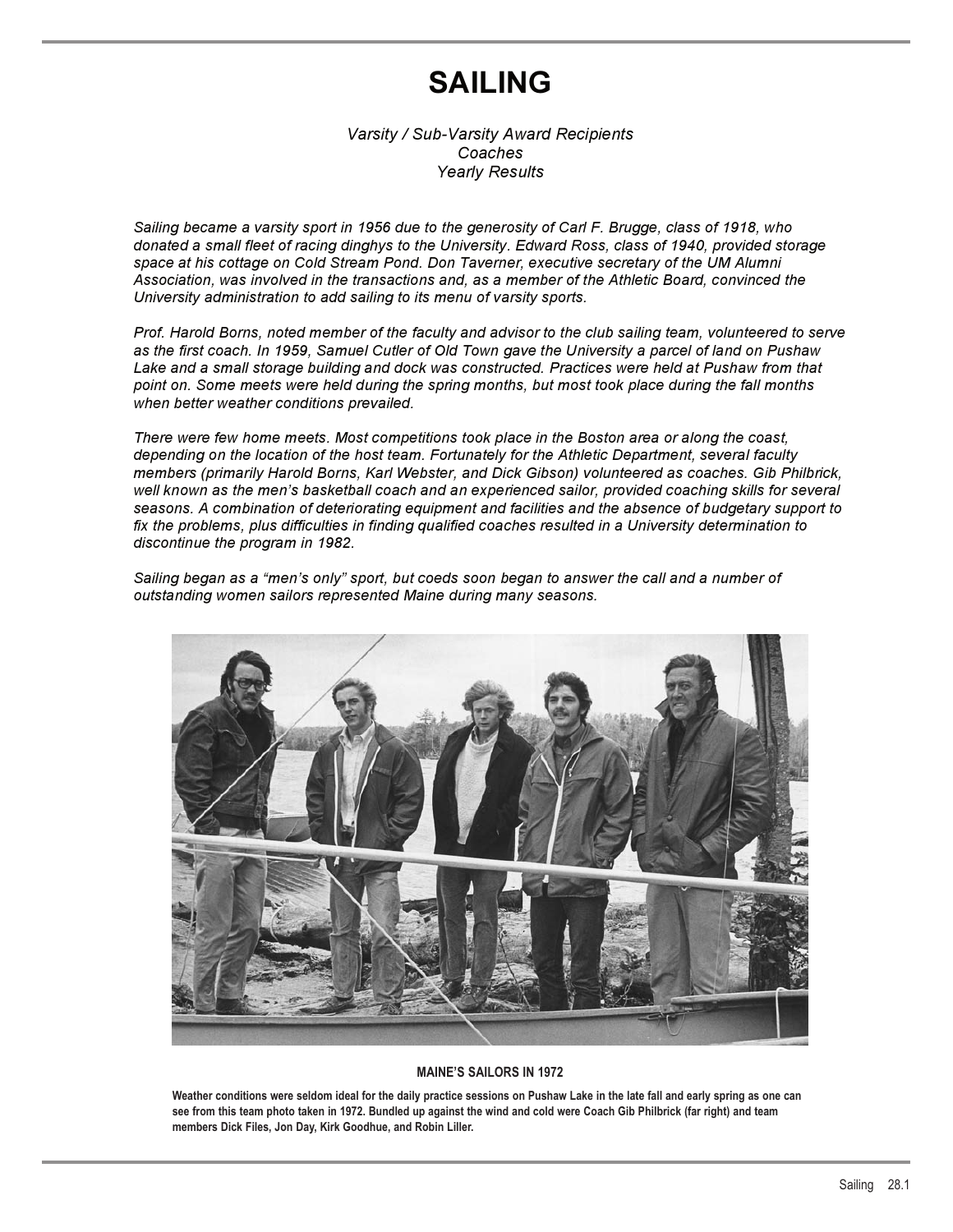# SAILING

*Varsity / Sub-Varsity Award Recipients*
*Coaches*
*Yearly Results*

*Sailing became a varsity sport in 1956 due to the generosity of Carl F. Brugge, class of 1918, who donated a small fleet of racing dinghys to the University. Edward Ross, class of 1940, provided storage space at his cottage on Cold Stream Pond. Don Taverner, executive secretary of the UM Alumni Association, was involved in the transactions and, as a member of the Athletic Board, convinced the University administration to add sailing to its menu of varsity sports.*

*Prof. Harold Borns, noted member of the faculty and advisor to the club sailing team, volunteered to serve as the first coach. In 1959, Samuel Cutler of Old Town gave the University a parcel of land on Pushaw Lake and a small storage building and dock was constructed. Practices were held at Pushaw from that point on. Some meets were held during the spring months, but most took place during the fall months when better weather conditions prevailed.*

*There were few home meets. Most competitions took place in the Boston area or along the coast, depending on the location of the host team. Fortunately for the Athletic Department, several faculty members (primarily Harold Borns, Karl Webster, and Dick Gibson) volunteered as coaches. Gib Philbrick, well known as the men's basketball coach and an experienced sailor, provided coaching skills for several seasons. A combination of deteriorating equipment and facilities and the absence of budgetary support to fix the problems, plus difficulties in finding qualified coaches resulted in a University determination to discontinue the program in 1982.*

*Sailing began as a "men's only" sport, but coeds soon began to answer the call and a number of outstanding women sailors represented Maine during many seasons.*

**MAINE'S SAILORS IN 1972**

**Weather conditions were seldom ideal for the daily practice sessions on Pushaw Lake in the late fall and early spring as one can see from this team photo taken in 1972. Bundled up against the wind and cold were Coach Gib Philbrick (far right) and team members Dick Files, Jon Day, Kirk Goodhue, and Robin Liller.**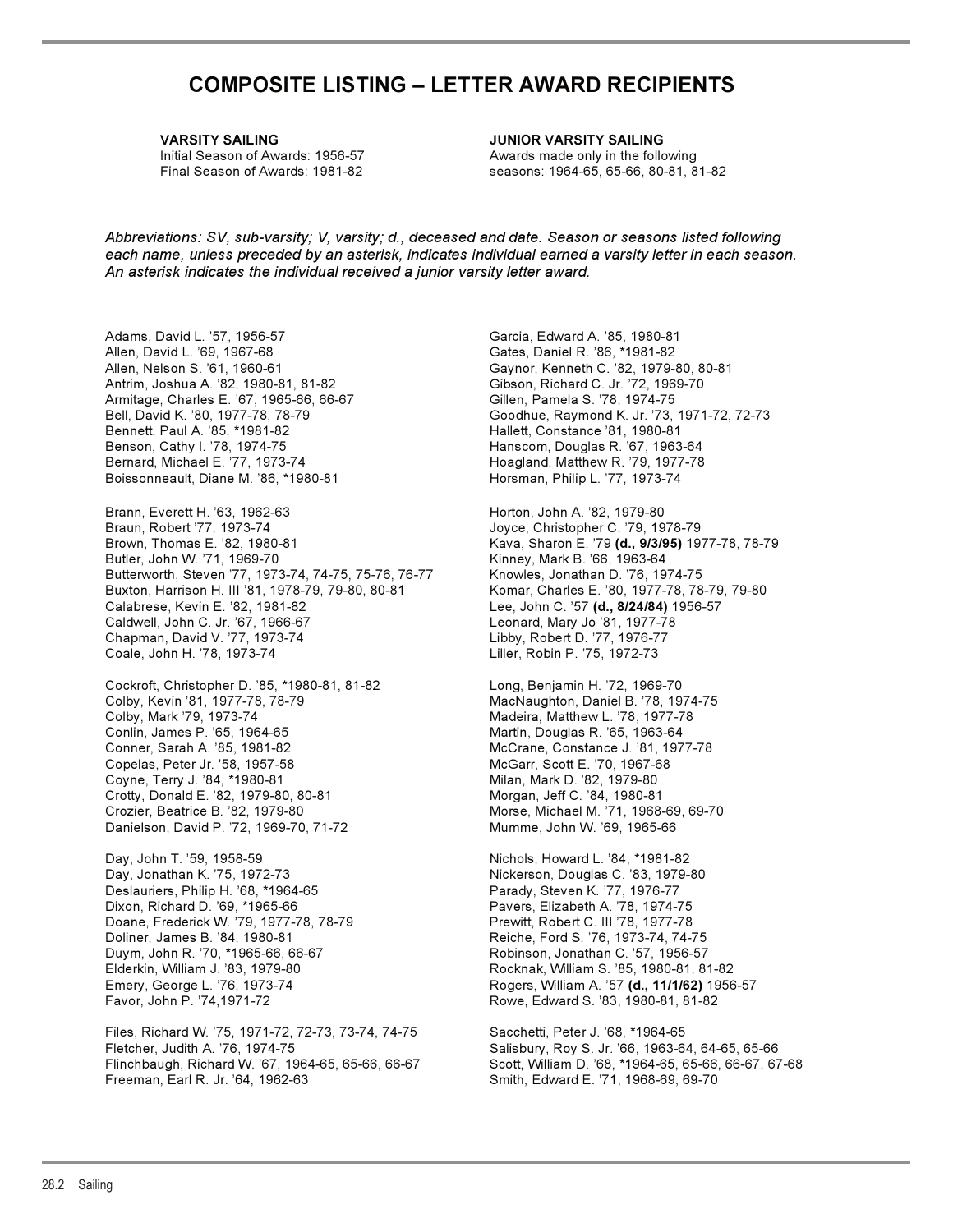# COMPOSITE LISTING – LETTER AWARD RECIPIENTS

**VARSITY SAILING**
Initial Season of Awards: 1956-57
Final Season of Awards: 1981-82

**JUNIOR VARSITY SAILING**
Awards made only in the following seasons: 1964-65, 65-66, 80-81, 81-82

***Abbreviations: SV, sub-varsity; V, varsity; d., deceased and date. Season or seasons listed following each name, unless preceded by an asterisk, indicates individual earned a varsity letter in each season. An asterisk indicates the individual received a junior varsity letter award.***

Adams, David L. '57, 1956-57
Allen, David L. '69, 1967-68
Allen, Nelson S. '61, 1960-61
Antrim, Joshua A. '82, 1980-81, 81-82
Armitage, Charles E. '67, 1965-66, 66-67
Bell, David K. '80, 1977-78, 78-79
Bennett, Paul A. '85, *1981-82
Benson, Cathy I. '78, 1974-75
Bernard, Michael E. '77, 1973-74
Boissonneault, Diane M. '86, *1980-81

Brann, Everett H. '63, 1962-63
Braun, Robert '77, 1973-74
Brown, Thomas E. '82, 1980-81
Butler, John W. '71, 1969-70
Butterworth, Steven '77, 1973-74, 74-75, 75-76, 76-77
Buxton, Harrison H. III '81, 1978-79, 79-80, 80-81
Calabrese, Kevin E. '82, 1981-82
Caldwell, John C. Jr. '67, 1966-67
Chapman, David V. '77, 1973-74
Coale, John H. '78, 1973-74

Cockroft, Christopher D. '85, *1980-81, 81-82
Colby, Kevin '81, 1977-78, 78-79
Colby, Mark '79, 1973-74
Conlin, James P. '65, 1964-65
Conner, Sarah A. '85, 1981-82
Copelas, Peter Jr. '58, 1957-58
Coyne, Terry J. '84, *1980-81
Crotty, Donald E. '82, 1979-80, 80-81
Crozier, Beatrice B. '82, 1979-80
Danielson, David P. '72, 1969-70, 71-72

Day, John T. '59, 1958-59
Day, Jonathan K. '75, 1972-73
Deslauriers, Philip H. '68, *1964-65
Dixon, Richard D. '69, *1965-66
Doane, Frederick W. '79, 1977-78, 78-79
Doliner, James B. '84, 1980-81
Duym, John R. '70, *1965-66, 66-67
Elderkin, William J. '83, 1979-80
Emery, George L. '76, 1973-74
Favor, John P. '74,1971-72

Files, Richard W. '75, 1971-72, 72-73, 73-74, 74-75
Fletcher, Judith A. '76, 1974-75
Flinchbaugh, Richard W. '67, 1964-65, 65-66, 66-67
Freeman, Earl R. Jr. '64, 1962-63

Garcia, Edward A. '85, 1980-81
Gates, Daniel R. '86, *1981-82
Gaynor, Kenneth C. '82, 1979-80, 80-81
Gibson, Richard C. Jr. '72, 1969-70
Gillen, Pamela S. '78, 1974-75
Goodhue, Raymond K. Jr. '73, 1971-72, 72-73
Hallett, Constance '81, 1980-81
Hanscom, Douglas R. '67, 1963-64
Hoagland, Matthew R. '79, 1977-78
Horsman, Philip L. '77, 1973-74

Horton, John A. '82, 1979-80
Joyce, Christopher C. '79, 1978-79
Kava, Sharon E. '79 **(d., 9/3/95)** 1977-78, 78-79
Kinney, Mark B. '66, 1963-64
Knowles, Jonathan D. '76, 1974-75
Komar, Charles E. '80, 1977-78, 78-79, 79-80
Lee, John C. '57 **(d., 8/24/84)** 1956-57
Leonard, Mary Jo '81, 1977-78
Libby, Robert D. '77, 1976-77
Liller, Robin P. '75, 1972-73

Long, Benjamin H. '72, 1969-70
MacNaughton, Daniel B. '78, 1974-75
Madeira, Matthew L. '78, 1977-78
Martin, Douglas R. '65, 1963-64
McCrane, Constance J. '81, 1977-78
McGarr, Scott E. '70, 1967-68
Milan, Mark D. '82, 1979-80
Morgan, Jeff C. '84, 1980-81
Morse, Michael M. '71, 1968-69, 69-70
Mumme, John W. '69, 1965-66

Nichols, Howard L. '84, *1981-82
Nickerson, Douglas C. '83, 1979-80
Parady, Steven K. '77, 1976-77
Pavers, Elizabeth A. '78, 1974-75
Prewitt, Robert C. III '78, 1977-78
Reiche, Ford S. '76, 1973-74, 74-75
Robinson, Jonathan C. '57, 1956-57
Rocknak, William S. '85, 1980-81, 81-82
Rogers, William A. '57 **(d., 11/1/62)** 1956-57
Rowe, Edward S. '83, 1980-81, 81-82

Sacchetti, Peter J. '68, *1964-65
Salisbury, Roy S. Jr. '66, 1963-64, 64-65, 65-66
Scott, William D. '68, *1964-65, 65-66, 66-67, 67-68
Smith, Edward E. '71, 1968-69, 69-70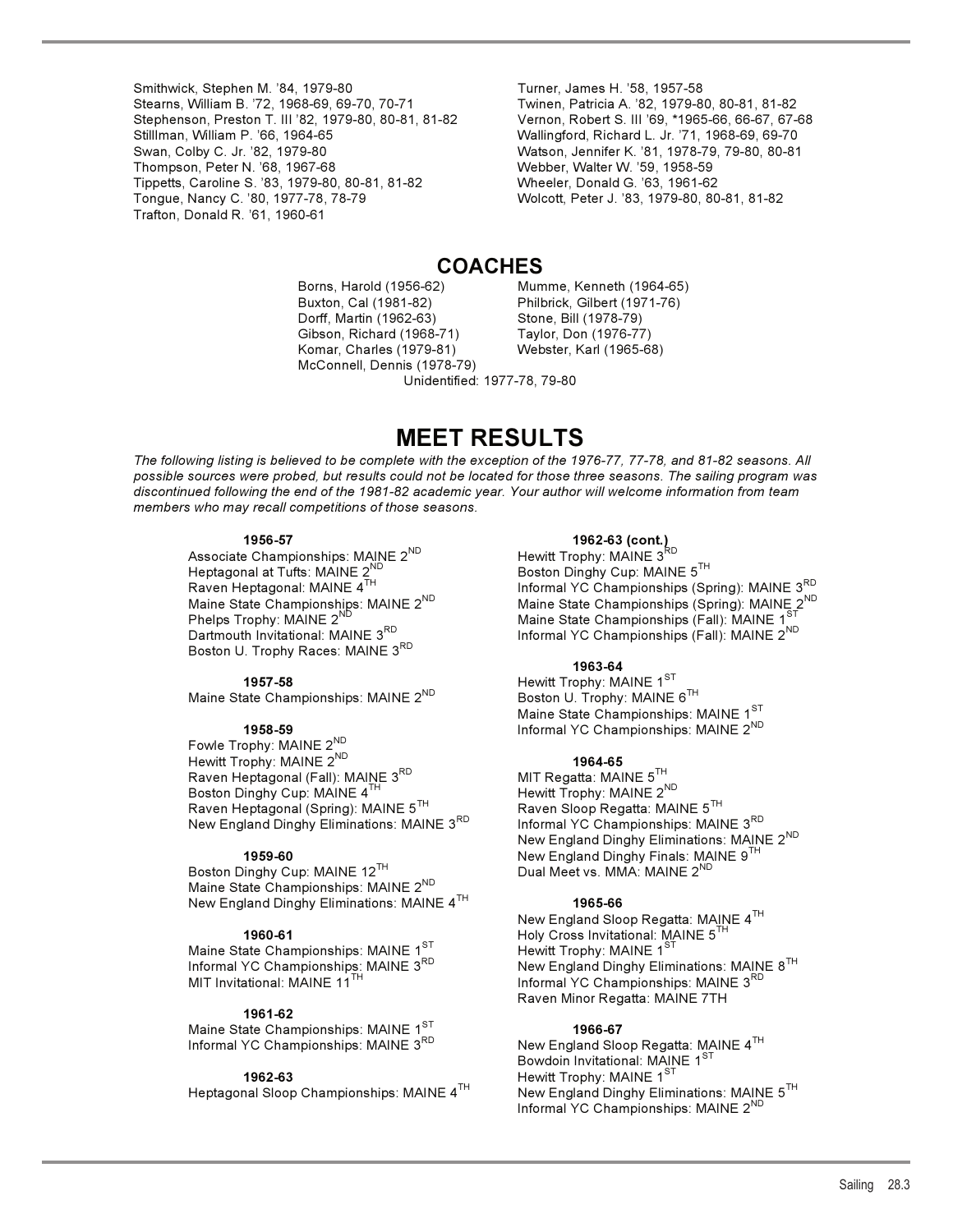Smithwick, Stephen M. '84, 1979-80
Stearns, William B. '72, 1968-69, 69-70, 70-71
Stephenson, Preston T. III '82, 1979-80, 80-81, 81-82
Stilllman, William P. '66, 1964-65
Swan, Colby C. Jr. '82, 1979-80
Thompson, Peter N. '68, 1967-68
Tippetts, Caroline S. '83, 1979-80, 80-81, 81-82
Tongue, Nancy C. '80, 1977-78, 78-79
Trafton, Donald R. '61, 1960-61
Turner, James H. '58, 1957-58
Twinen, Patricia A. '82, 1979-80, 80-81, 81-82
Vernon, Robert S. III '69, *1965-66, 66-67, 67-68
Wallingford, Richard L. Jr. '71, 1968-69, 69-70
Watson, Jennifer K. '81, 1978-79, 79-80, 80-81
Webber, Walter W. '59, 1958-59
Wheeler, Donald G. '63, 1961-62
Wolcott, Peter J. '83, 1979-80, 80-81, 81-82

## COACHES

Borns, Harold (1956-62)
Buxton, Cal (1981-82)
Dorff, Martin (1962-63)
Gibson, Richard (1968-71)
Komar, Charles (1979-81)
McConnell, Dennis (1978-79)
Mumme, Kenneth (1964-65)
Philbrick, Gilbert (1971-76)
Stone, Bill (1978-79)
Taylor, Don (1976-77)
Webster, Karl (1965-68)

Unidentified: 1977-78, 79-80

# MEET RESULTS

*The following listing is believed to be complete with the exception of the 1976-77, 77-78, and 81-82 seasons. All possible sources were probed, but results could not be located for those three seasons. The sailing program was discontinued following the end of the 1981-82 academic year. Your author will welcome information from team members who may recall competitions of those seasons.*

**1956-57**
Associate Championships: MAINE 2ND
Heptagonal at Tufts: MAINE 2ND
Raven Heptagonal: MAINE 4TH
Maine State Championships: MAINE 2ND
Phelps Trophy: MAINE 2ND
Dartmouth Invitational: MAINE 3RD
Boston U. Trophy Races: MAINE 3RD

**1957-58**
Maine State Championships: MAINE 2ND

**1958-59**
Fowle Trophy: MAINE 2ND
Hewitt Trophy: MAINE 2ND
Raven Heptagonal (Fall): MAINE 3RD
Boston Dinghy Cup: MAINE 4TH
Raven Heptagonal (Spring): MAINE 5TH
New England Dinghy Eliminations: MAINE 3RD

**1959-60**
Boston Dinghy Cup: MAINE 12TH
Maine State Championships: MAINE 2ND
New England Dinghy Eliminations: MAINE 4TH

**1960-61**
Maine State Championships: MAINE 1ST
Informal YC Championships: MAINE 3RD
MIT Invitational: MAINE 11TH

**1961-62**
Maine State Championships: MAINE 1ST
Informal YC Championships: MAINE 3RD

**1962-63**
Heptagonal Sloop Championships: MAINE 4TH

**1962-63 (cont.)**
Hewitt Trophy: MAINE 3RD
Boston Dinghy Cup: MAINE 5TH
Informal YC Championships (Spring): MAINE 3RD
Maine State Championships (Spring): MAINE 2ND
Maine State Championships (Fall): MAINE 1ST
Informal YC Championships (Fall): MAINE 2ND

**1963-64**
Hewitt Trophy: MAINE 1ST
Boston U. Trophy: MAINE 6TH
Maine State Championships: MAINE 1ST
Informal YC Championships: MAINE 2ND

**1964-65**
MIT Regatta: MAINE 5TH
Hewitt Trophy: MAINE 2ND
Raven Sloop Regatta: MAINE 5TH
Informal YC Championships: MAINE 3RD
New England Dinghy Eliminations: MAINE 2ND
New England Dinghy Finals: MAINE 9TH
Dual Meet vs. MMA: MAINE 2ND

**1965-66**
New England Sloop Regatta: MAINE 4TH
Holy Cross Invitational: MAINE 5TH
Hewitt Trophy: MAINE 1ST
New England Dinghy Eliminations: MAINE 8TH
Informal YC Championships: MAINE 3RD
Raven Minor Regatta: MAINE 7TH

**1966-67**
New England Sloop Regatta: MAINE 4TH
Bowdoin Invitational: MAINE 1ST
Hewitt Trophy: MAINE 1ST
New England Dinghy Eliminations: MAINE 5TH
Informal YC Championships: MAINE 2ND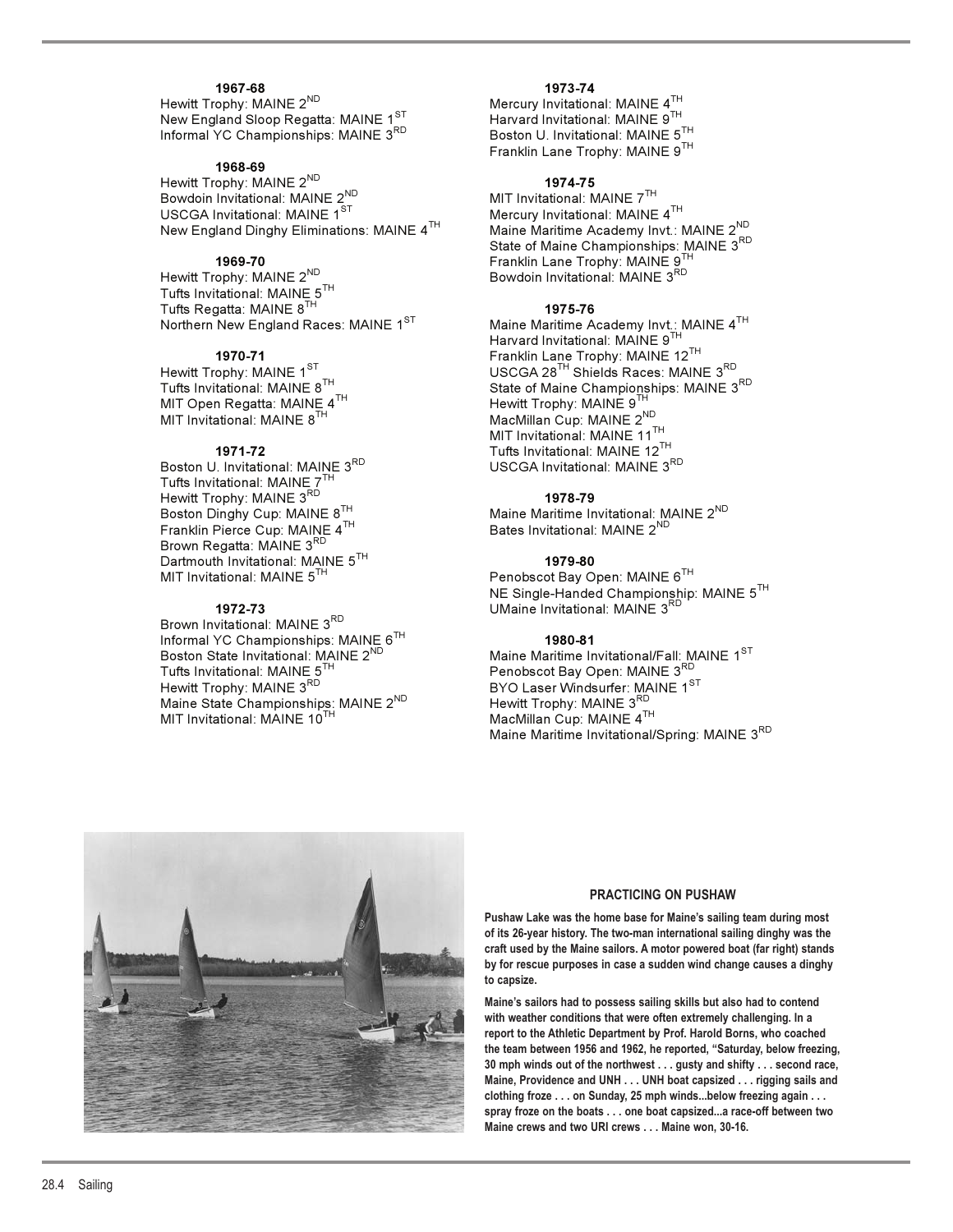**1967-68**
Hewitt Trophy: MAINE 2ND
New England Sloop Regatta: MAINE 1ST
Informal YC Championships: MAINE 3RD

**1968-69**
Hewitt Trophy: MAINE 2ND
Bowdoin Invitational: MAINE 2ND
USCGA Invitational: MAINE 1ST
New England Dinghy Eliminations: MAINE 4TH

**1969-70**
Hewitt Trophy: MAINE 2ND
Tufts Invitational: MAINE 5TH
Tufts Regatta: MAINE 8TH
Northern New England Races: MAINE 1ST

**1970-71**
Hewitt Trophy: MAINE 1ST
Tufts Invitational: MAINE 8TH
MIT Open Regatta: MAINE 4TH
MIT Invitational: MAINE 8TH

**1971-72**
Boston U. Invitational: MAINE 3RD
Tufts Invitational: MAINE 7TH
Hewitt Trophy: MAINE 3RD
Boston Dinghy Cup: MAINE 8TH
Franklin Pierce Cup: MAINE 4TH
Brown Regatta: MAINE 3RD
Dartmouth Invitational: MAINE 5TH
MIT Invitational: MAINE 5TH

**1972-73**
Brown Invitational: MAINE 3RD
Informal YC Championships: MAINE 6TH
Boston State Invitational: MAINE 2ND
Tufts Invitational: MAINE 5TH
Hewitt Trophy: MAINE 3RD
Maine State Championships: MAINE 2ND
MIT Invitational: MAINE 10TH

**1973-74**
Mercury Invitational: MAINE 4TH
Harvard Invitational: MAINE 9TH
Boston U. Invitational: MAINE 5TH
Franklin Lane Trophy: MAINE 9TH

**1974-75**
MIT Invitational: MAINE 7TH
Mercury Invitational: MAINE 4TH
Maine Maritime Academy Invt.: MAINE 2ND
State of Maine Championships: MAINE 3RD
Franklin Lane Trophy: MAINE 9TH
Bowdoin Invitational: MAINE 3RD

**1975-76**
Maine Maritime Academy Invt.: MAINE 4TH
Harvard Invitational: MAINE 9TH
Franklin Lane Trophy: MAINE 12TH
USCGA 28TH Shields Races: MAINE 3RD
State of Maine Championships: MAINE 3RD
Hewitt Trophy: MAINE 9TH
MacMillan Cup: MAINE 2ND
MIT Invitational: MAINE 11TH
Tufts Invitational: MAINE 12TH
USCGA Invitational: MAINE 3RD

**1978-79**
Maine Maritime Invitational: MAINE 2ND
Bates Invitational: MAINE 2ND

**1979-80**
Penobscot Bay Open: MAINE 6TH
NE Single-Handed Championship: MAINE 5TH
UMaine Invitational: MAINE 3RD

**1980-81**
Maine Maritime Invitational/Fall: MAINE 1ST
Penobscot Bay Open: MAINE 3RD
BYO Laser Windsurfer: MAINE 1ST
Hewitt Trophy: MAINE 3RD
MacMillan Cup: MAINE 4TH
Maine Maritime Invitational/Spring: MAINE 3RD

**PRACTICING ON PUSHAW**

**Pushaw Lake was the home base for Maine's sailing team during most of its 26-year history. The two-man international sailing dinghy was the craft used by the Maine sailors. A motor powered boat (far right) stands by for rescue purposes in case a sudden wind change causes a dinghy to capsize.**

**Maine's sailors had to possess sailing skills but also had to contend with weather conditions that were often extremely challenging. In a report to the Athletic Department by Prof. Harold Borns, who coached the team between 1956 and 1962, he reported, "Saturday, below freezing, 30 mph winds out of the northwest . . . gusty and shifty . . . second race, Maine, Providence and UNH . . . UNH boat capsized . . . rigging sails and clothing froze . . . on Sunday, 25 mph winds...below freezing again . . . spray froze on the boats . . . one boat capsized...a race-off between two Maine crews and two URI crews . . . Maine won, 30-16.**